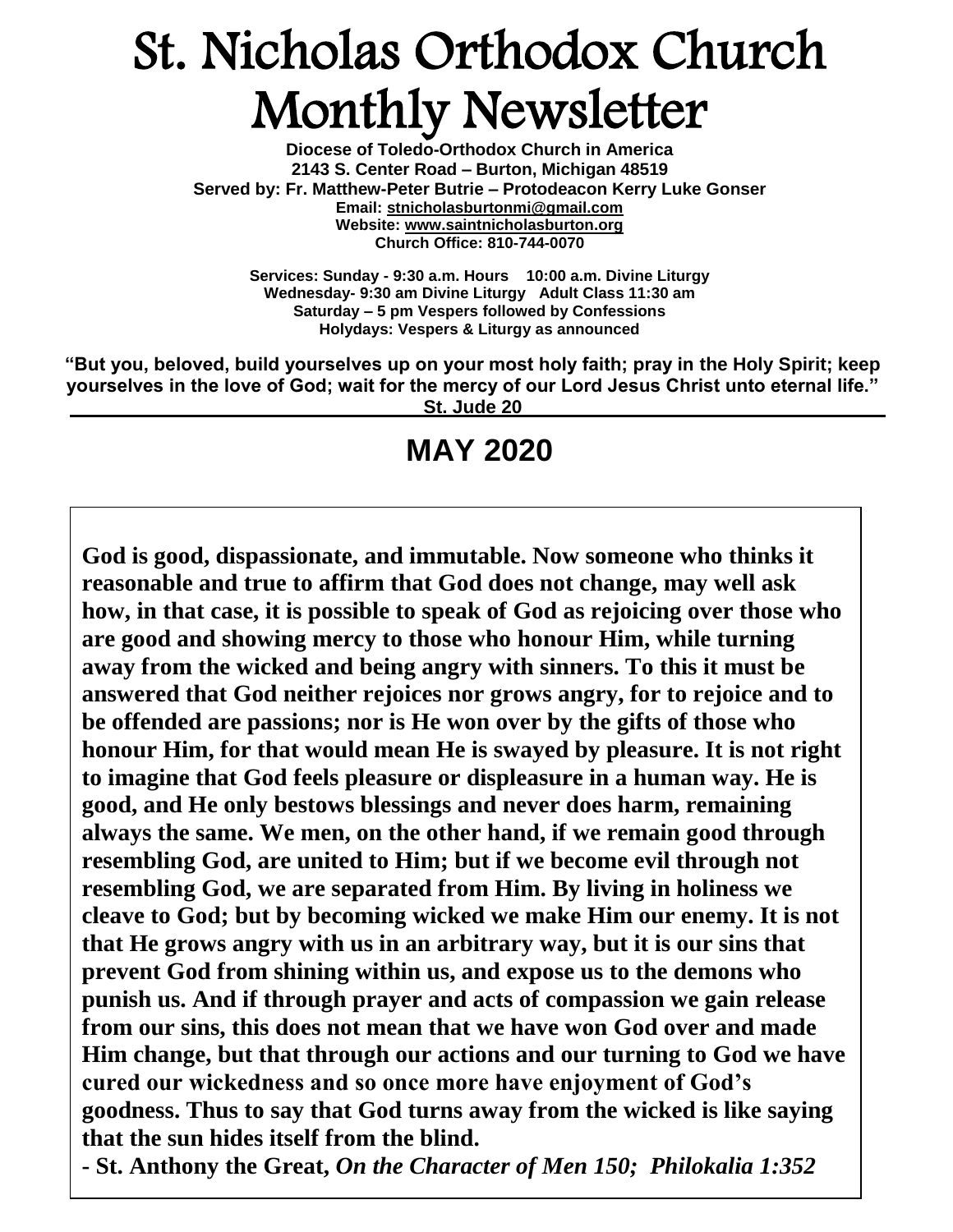# St. Nicholas Orthodox Church Monthly Newsletter

**Diocese of Toledo-Orthodox Church in America**
**2143 S. Center Road – Burton, Michigan 48519**
**Served by: Fr. Matthew-Peter Butrie – Protodeacon Kerry Luke Gonser**
**Email: stnicholasburtonmi@gmail.com**
**Website: www.saintnicholasburton.org**
**Church Office: 810-744-0070**

**Services: Sunday - 9:30 a.m. Hours 10:00 a.m. Divine Liturgy**
**Wednesday- 9:30 am Divine Liturgy Adult Class 11:30 am**
**Saturday – 5 pm Vespers followed by Confessions**
**Holydays: Vespers & Liturgy as announced**

**"But you, beloved, build yourselves up on your most holy faith; pray in the Holy Spirit; keep yourselves in the love of God; wait for the mercy of our Lord Jesus Christ unto eternal life." St. Jude 20**

## MAY 2020

**God is good, dispassionate, and immutable. Now someone who thinks it reasonable and true to affirm that God does not change, may well ask how, in that case, it is possible to speak of God as rejoicing over those who are good and showing mercy to those who honour Him, while turning away from the wicked and being angry with sinners. To this it must be answered that God neither rejoices nor grows angry, for to rejoice and to be offended are passions; nor is He won over by the gifts of those who honour Him, for that would mean He is swayed by pleasure. It is not right to imagine that God feels pleasure or displeasure in a human way. He is good, and He only bestows blessings and never does harm, remaining always the same. We men, on the other hand, if we remain good through resembling God, are united to Him; but if we become evil through not resembling God, we are separated from Him. By living in holiness we cleave to God; but by becoming wicked we make Him our enemy. It is not that He grows angry with us in an arbitrary way, but it is our sins that prevent God from shining within us, and expose us to the demons who punish us. And if through prayer and acts of compassion we gain release from our sins, this does not mean that we have won God over and made Him change, but that through our actions and our turning to God we have cured our wickedness and so once more have enjoyment of God's goodness. Thus to say that God turns away from the wicked is like saying that the sun hides itself from the blind.**

**- St. Anthony the Great, *On the Character of Men 150; Philokalia 1:352***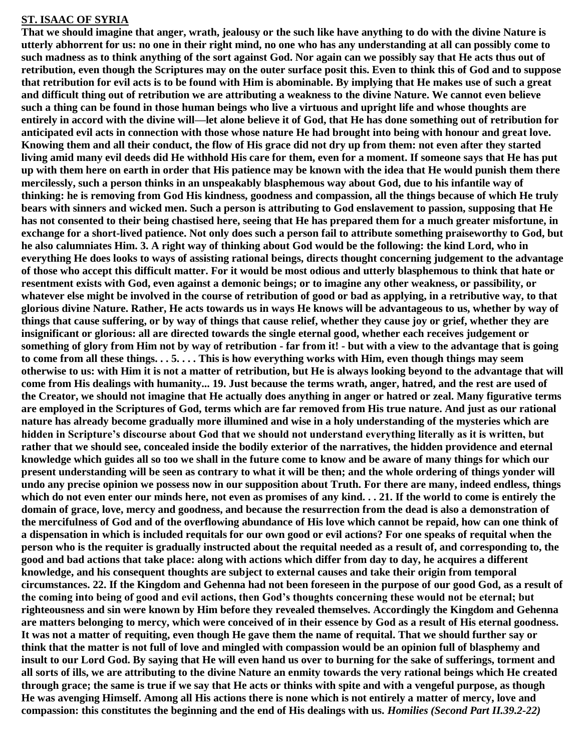**ST. ISAAC OF SYRIA**

**That we should imagine that anger, wrath, jealousy or the such like have anything to do with the divine Nature is utterly abhorrent for us: no one in their right mind, no one who has any understanding at all can possibly come to such madness as to think anything of the sort against God. Nor again can we possibly say that He acts thus out of retribution, even though the Scriptures may on the outer surface posit this. Even to think this of God and to suppose that retribution for evil acts is to be found with Him is abominable. By implying that He makes use of such a great and difficult thing out of retribution we are attributing a weakness to the divine Nature. We cannot even believe such a thing can be found in those human beings who live a virtuous and upright life and whose thoughts are entirely in accord with the divine will—let alone believe it of God, that He has done something out of retribution for anticipated evil acts in connection with those whose nature He had brought into being with honour and great love. Knowing them and all their conduct, the flow of His grace did not dry up from them: not even after they started living amid many evil deeds did He withhold His care for them, even for a moment. If someone says that He has put up with them here on earth in order that His patience may be known with the idea that He would punish them there mercilessly, such a person thinks in an unspeakably blasphemous way about God, due to his infantile way of thinking: he is removing from God His kindness, goodness and compassion, all the things because of which He truly bears with sinners and wicked men. Such a person is attributing to God enslavement to passion, supposing that He has not consented to their being chastised here, seeing that He has prepared them for a much greater misfortune, in exchange for a short-lived patience. Not only does such a person fail to attribute something praiseworthy to God, but he also calumniates Him. 3. A right way of thinking about God would be the following: the kind Lord, who in everything He does looks to ways of assisting rational beings, directs thought concerning judgement to the advantage of those who accept this difficult matter. For it would be most odious and utterly blasphemous to think that hate or resentment exists with God, even against a demonic beings; or to imagine any other weakness, or passibility, or whatever else might be involved in the course of retribution of good or bad as applying, in a retributive way, to that glorious divine Nature. Rather, He acts towards us in ways He knows will be advantageous to us, whether by way of things that cause suffering, or by way of things that cause relief, whether they cause joy or grief, whether they are insignificant or glorious: all are directed towards the single eternal good, whether each receives judgement or something of glory from Him not by way of retribution - far from it! - but with a view to the advantage that is going to come from all these things. . . 5. . . . This is how everything works with Him, even though things may seem otherwise to us: with Him it is not a matter of retribution, but He is always looking beyond to the advantage that will come from His dealings with humanity... 19. Just because the terms wrath, anger, hatred, and the rest are used of the Creator, we should not imagine that He actually does anything in anger or hatred or zeal. Many figurative terms are employed in the Scriptures of God, terms which are far removed from His true nature. And just as our rational nature has already become gradually more illumined and wise in a holy understanding of the mysteries which are hidden in Scripture's discourse about God that we should not understand everything literally as it is written, but rather that we should see, concealed inside the bodily exterior of the narratives, the hidden providence and eternal knowledge which guides all so too we shall in the future come to know and be aware of many things for which our present understanding will be seen as contrary to what it will be then; and the whole ordering of things yonder will undo any precise opinion we possess now in our supposition about Truth. For there are many, indeed endless, things which do not even enter our minds here, not even as promises of any kind. . . 21. If the world to come is entirely the domain of grace, love, mercy and goodness, and because the resurrection from the dead is also a demonstration of the mercifulness of God and of the overflowing abundance of His love which cannot be repaid, how can one think of a dispensation in which is included requitals for our own good or evil actions? For one speaks of requital when the person who is the requiter is gradually instructed about the requital needed as a result of, and corresponding to, the good and bad actions that take place: along with actions which differ from day to day, he acquires a different knowledge, and his consequent thoughts are subject to external causes and take their origin from temporal circumstances. 22. If the Kingdom and Gehenna had not been foreseen in the purpose of our good God, as a result of the coming into being of good and evil actions, then God's thoughts concerning these would not be eternal; but righteousness and sin were known by Him before they revealed themselves. Accordingly the Kingdom and Gehenna are matters belonging to mercy, which were conceived of in their essence by God as a result of His eternal goodness. It was not a matter of requiting, even though He gave them the name of requital. That we should further say or think that the matter is not full of love and mingled with compassion would be an opinion full of blasphemy and insult to our Lord God. By saying that He will even hand us over to burning for the sake of sufferings, torment and all sorts of ills, we are attributing to the divine Nature an enmity towards the very rational beings which He created through grace; the same is true if we say that He acts or thinks with spite and with a vengeful purpose, as though He was avenging Himself. Among all His actions there is none which is not entirely a matter of mercy, love and compassion: this constitutes the beginning and the end of His dealings with us.** ***Homilies (Second Part II.39.2-22)***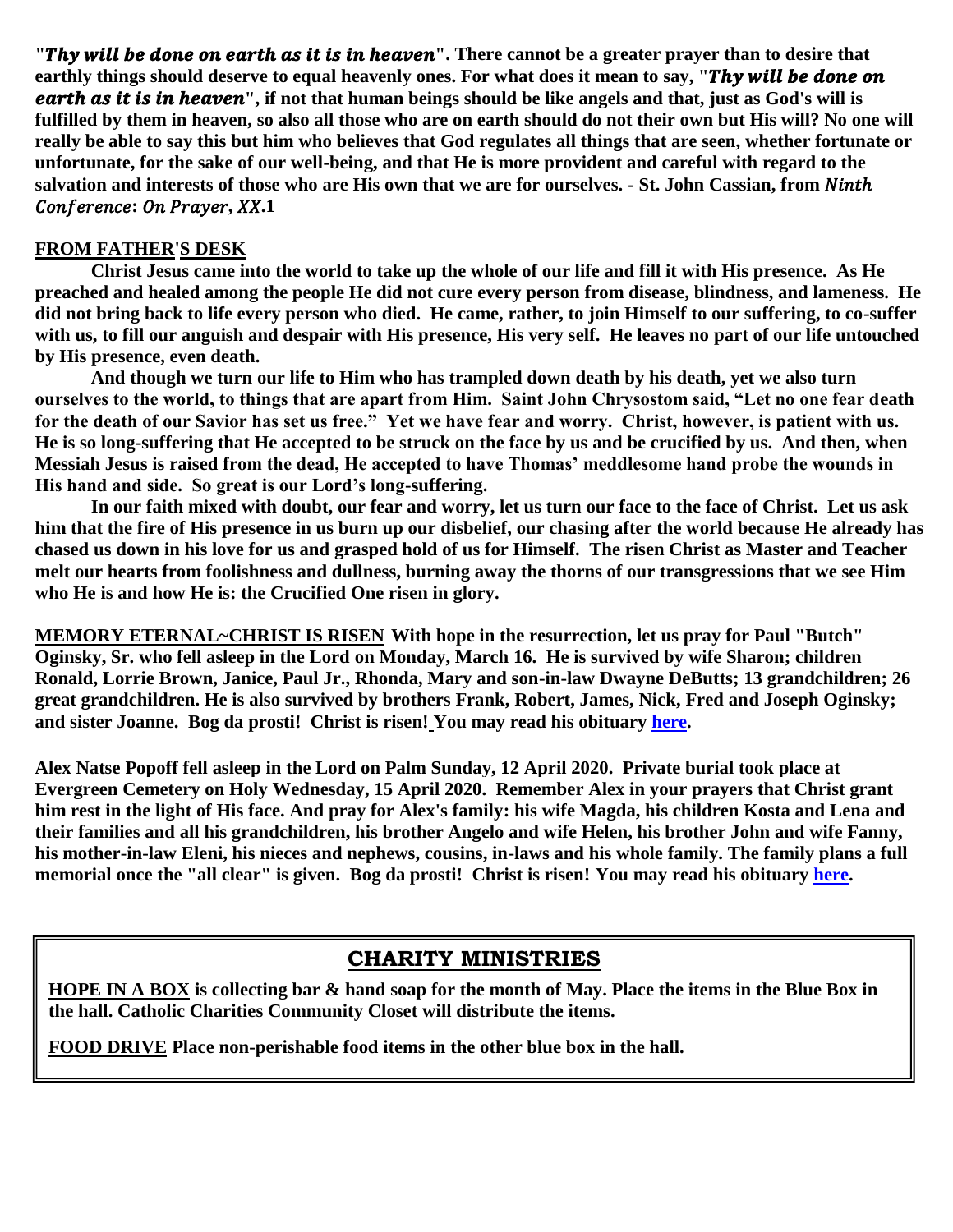**"*Thy will be done on earth as it is in heaven*". There cannot be a greater prayer than to desire that earthly things should deserve to equal heavenly ones. For what does it mean to say, "*Thy will be done on earth as it is in heaven*", if not that human beings should be like angels and that, just as God's will is fulfilled by them in heaven, so also all those who are on earth should do not their own but His will? No one will really be able to say this but him who believes that God regulates all things that are seen, whether fortunate or unfortunate, for the sake of our well-being, and that He is more provident and careful with regard to the salvation and interests of those who are His own that we are for ourselves. - St. John Cassian, from *Ninth Conference*: *On Prayer*, *XX*.1**

## FROM FATHER'S DESK

**Christ Jesus came into the world to take up the whole of our life and fill it with His presence. As He preached and healed among the people He did not cure every person from disease, blindness, and lameness. He did not bring back to life every person who died. He came, rather, to join Himself to our suffering, to co-suffer with us, to fill our anguish and despair with His presence, His very self. He leaves no part of our life untouched by His presence, even death.**

**And though we turn our life to Him who has trampled down death by his death, yet we also turn ourselves to the world, to things that are apart from Him. Saint John Chrysostom said, "Let no one fear death for the death of our Savior has set us free." Yet we have fear and worry. Christ, however, is patient with us. He is so long-suffering that He accepted to be struck on the face by us and be crucified by us. And then, when Messiah Jesus is raised from the dead, He accepted to have Thomas' meddlesome hand probe the wounds in His hand and side. So great is our Lord's long-suffering.**

**In our faith mixed with doubt, our fear and worry, let us turn our face to the face of Christ. Let us ask him that the fire of His presence in us burn up our disbelief, our chasing after the world because He already has chased us down in his love for us and grasped hold of us for Himself. The risen Christ as Master and Teacher melt our hearts from foolishness and dullness, burning away the thorns of our transgressions that we see Him who He is and how He is: the Crucified One risen in glory.**

**MEMORY ETERNAL~CHRIST IS RISEN** **With hope in the resurrection, let us pray for Paul "Butch" Oginsky, Sr. who fell asleep in the Lord on Monday, March 16. He is survived by wife Sharon; children Ronald, Lorrie Brown, Janice, Paul Jr., Rhonda, Mary and son-in-law Dwayne DeButts; 13 grandchildren; 26 great grandchildren. He is also survived by brothers Frank, Robert, James, Nick, Fred and Joseph Oginsky; and sister Joanne. Bog da prosti! Christ is risen! You may read his obituary here.**

**Alex Natse Popoff fell asleep in the Lord on Palm Sunday, 12 April 2020. Private burial took place at Evergreen Cemetery on Holy Wednesday, 15 April 2020. Remember Alex in your prayers that Christ grant him rest in the light of His face. And pray for Alex's family: his wife Magda, his children Kosta and Lena and their families and all his grandchildren, his brother Angelo and wife Helen, his brother John and wife Fanny, his mother-in-law Eleni, his nieces and nephews, cousins, in-laws and his whole family. The family plans a full memorial once the "all clear" is given. Bog da prosti! Christ is risen! You may read his obituary here.**

## CHARITY MINISTRIES

**HOPE IN A BOX** **is collecting bar & hand soap for the month of May. Place the items in the Blue Box in the hall. Catholic Charities Community Closet will distribute the items.**

**FOOD DRIVE** **Place non-perishable food items in the other blue box in the hall.**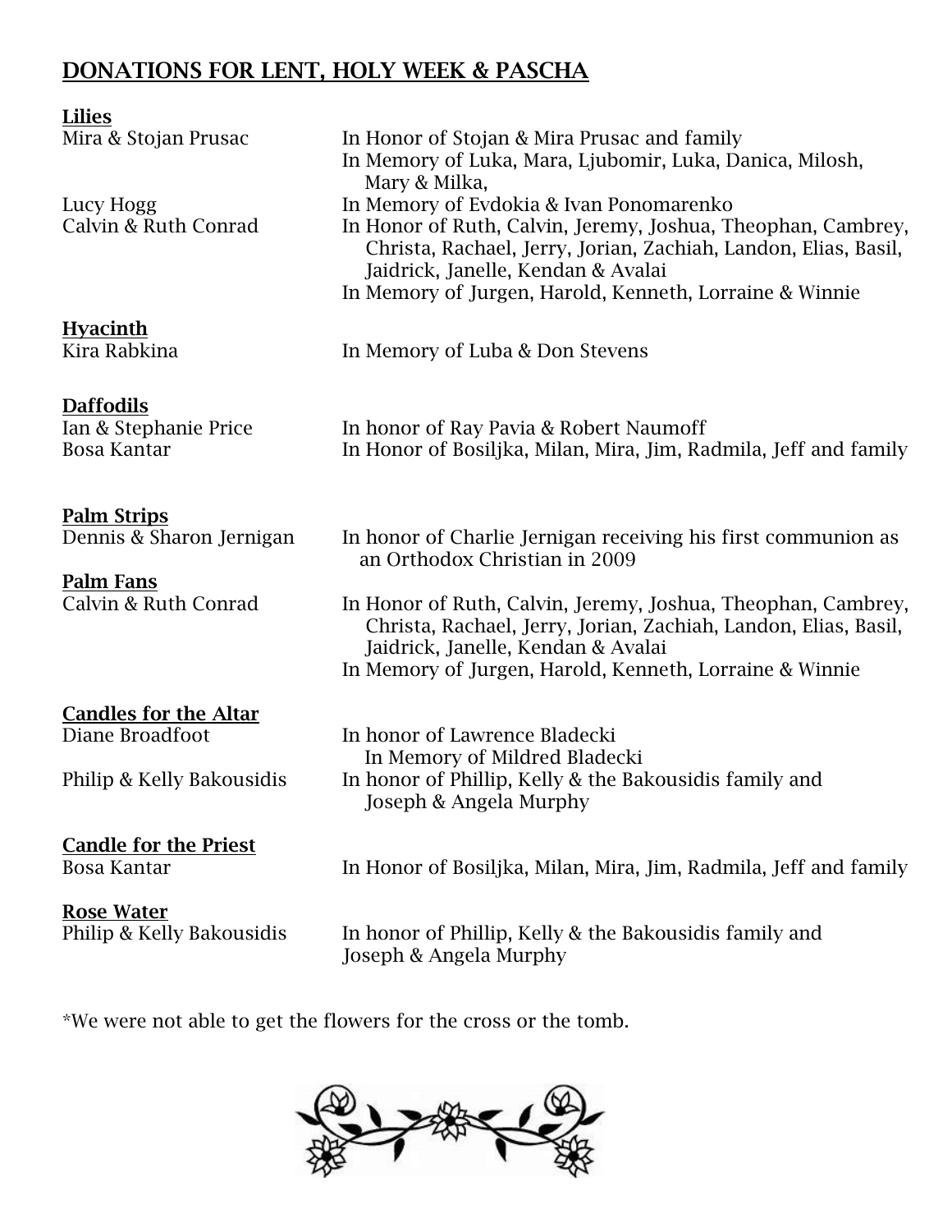## DONATIONS FOR LENT, HOLY WEEK & PASCHA

**Lilies**

Mira & Stojan Prusac — In Honor of Stojan & Mira Prusac and family
In Memory of Luka, Mara, Ljubomir, Luka, Danica, Milosh, Mary & Milka,

Lucy Hogg — In Memory of Evdokia & Ivan Ponomarenko

Calvin & Ruth Conrad — In Honor of Ruth, Calvin, Jeremy, Joshua, Theophan, Cambrey, Christa, Rachael, Jerry, Jorian, Zachiah, Landon, Elias, Basil, Jaidrick, Janelle, Kendan & Avalai
In Memory of Jurgen, Harold, Kenneth, Lorraine & Winnie

**Hyacinth**

Kira Rabkina — In Memory of Luba & Don Stevens

**Daffodils**

Ian & Stephanie Price — In honor of Ray Pavia & Robert Naumoff

Bosa Kantar — In Honor of Bosiljka, Milan, Mira, Jim, Radmila, Jeff and family

**Palm Strips**

Dennis & Sharon Jernigan — In honor of Charlie Jernigan receiving his first communion as an Orthodox Christian in 2009

**Palm Fans**

Calvin & Ruth Conrad — In Honor of Ruth, Calvin, Jeremy, Joshua, Theophan, Cambrey, Christa, Rachael, Jerry, Jorian, Zachiah, Landon, Elias, Basil, Jaidrick, Janelle, Kendan & Avalai
In Memory of Jurgen, Harold, Kenneth, Lorraine & Winnie

**Candles for the Altar**

Diane Broadfoot — In honor of Lawrence Bladecki
In Memory of Mildred Bladecki

Philip & Kelly Bakousidis — In honor of Phillip, Kelly & the Bakousidis family and Joseph & Angela Murphy

**Candle for the Priest**

Bosa Kantar — In Honor of Bosiljka, Milan, Mira, Jim, Radmila, Jeff and family

**Rose Water**

Philip & Kelly Bakousidis — In honor of Phillip, Kelly & the Bakousidis family and Joseph & Angela Murphy

*We were not able to get the flowers for the cross or the tomb.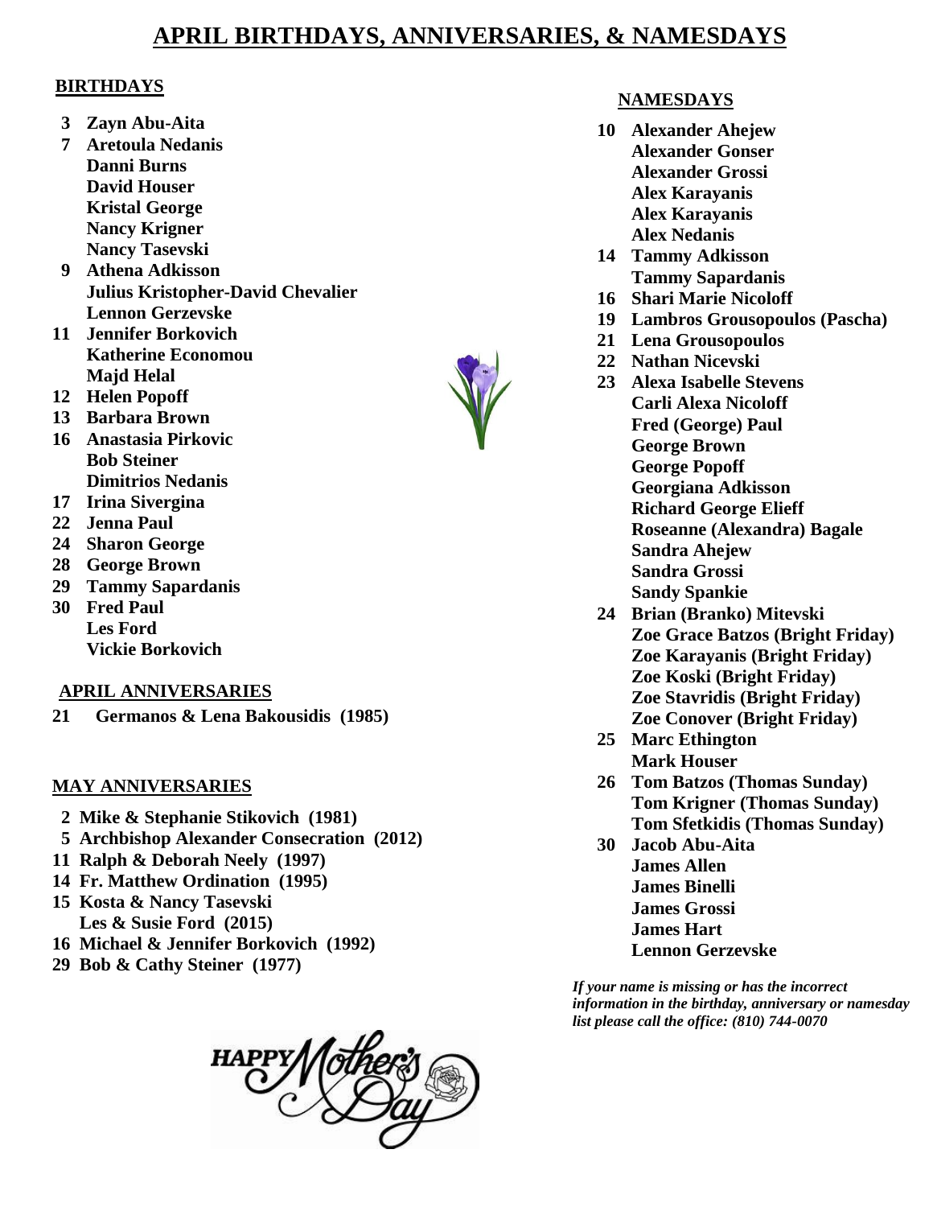# APRIL BIRTHDAYS, ANNIVERSARIES, & NAMESDAYS

## BIRTHDAYS

- **3** Zayn Abu-Aita
- **7** Aretoula Nedanis
  - Danni Burns
  - David Houser
  - Kristal George
  - Nancy Krigner
  - Nancy Tasevski
- **9** Athena Adkisson
  - Julius Kristopher-David Chevalier
  - Lennon Gerzevske
- **11** Jennifer Borkovich
  - Katherine Economou
  - Majd Helal
- **12** Helen Popoff
- **13** Barbara Brown
- **16** Anastasia Pirkovic
  - Bob Steiner
  - Dimitrios Nedanis
- **17** Irina Sivergina
- **22** Jenna Paul
- **24** Sharon George
- **28** George Brown
- **29** Tammy Sapardanis
- **30** Fred Paul
  - Les Ford
  - Vickie Borkovich

## APRIL ANNIVERSARIES

- **21** Germanos & Lena Bakousidis (1985)

## MAY ANNIVERSARIES

- **2** Mike & Stephanie Stikovich (1981)
- **5** Archbishop Alexander Consecration (2012)
- **11** Ralph & Deborah Neely (1997)
- **14** Fr. Matthew Ordination (1995)
- **15** Kosta & Nancy Tasevski
  - Les & Susie Ford (2015)
- **16** Michael & Jennifer Borkovich (1992)
- **29** Bob & Cathy Steiner (1977)

## NAMESDAYS

- **10** Alexander Ahejew
  - Alexander Gonser
  - Alexander Grossi
  - Alex Karayanis
  - Alex Karayanis
  - Alex Nedanis
- **14** Tammy Adkisson
  - Tammy Sapardanis
- **16** Shari Marie Nicoloff
- **19** Lambros Grousopoulos (Pascha)
- **21** Lena Grousopoulos
- **22** Nathan Nicevski
- **23** Alexa Isabelle Stevens
  - Carli Alexa Nicoloff
  - Fred (George) Paul
  - George Brown
  - George Popoff
  - Georgiana Adkisson
  - Richard George Elieff
  - Roseanne (Alexandra) Bagale
  - Sandra Ahejew
  - Sandra Grossi
  - Sandy Spankie
- **24** Brian (Branko) Mitevski
  - Zoe Grace Batzos (Bright Friday)
  - Zoe Karayanis (Bright Friday)
  - Zoe Koski (Bright Friday)
  - Zoe Stavridis (Bright Friday)
  - Zoe Conover (Bright Friday)
- **25** Marc Ethington
  - Mark Houser
- **26** Tom Batzos (Thomas Sunday)
  - Tom Krigner (Thomas Sunday)
  - Tom Sfetkidis (Thomas Sunday)
- **30** Jacob Abu-Aita
  - James Allen
  - James Binelli
  - James Grossi
  - James Hart
  - Lennon Gerzevske

***If your name is missing or has the incorrect information in the birthday, anniversary or namesday list please call the office: (810) 744-0070***

HAPPY Mother's Day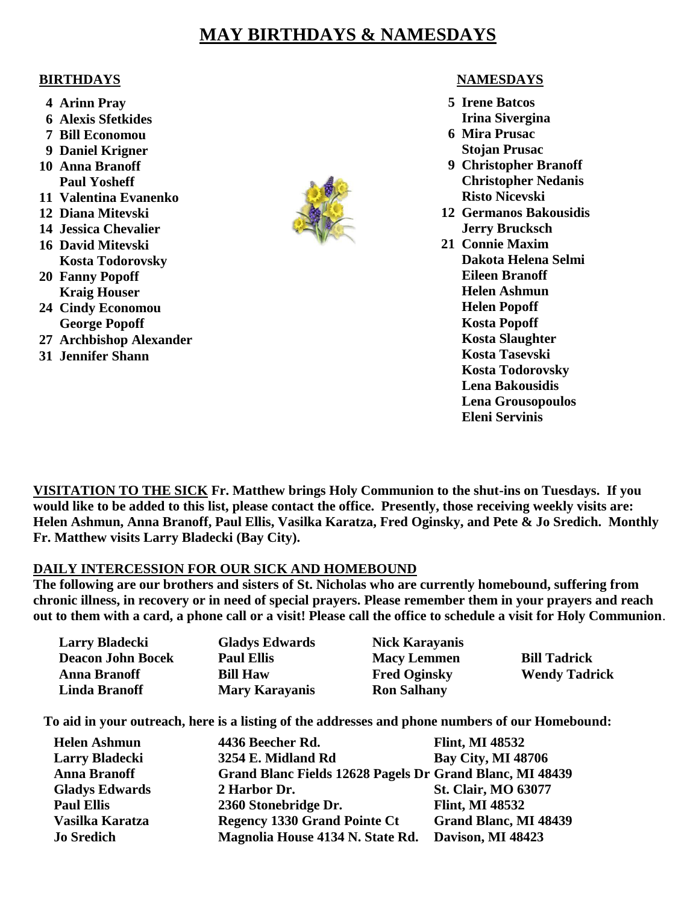# MAY BIRTHDAYS & NAMESDAYS

## BIRTHDAYS

- **4 Arinn Pray**
- **6 Alexis Sfetkides**
- **7 Bill Economou**
- **9 Daniel Krigner**
- **10 Anna Branoff**
  **Paul Yosheff**
- **11 Valentina Evanenko**
- **12 Diana Mitevski**
- **14 Jessica Chevalier**
- **16 David Mitevski**
  **Kosta Todorovsky**
- **20 Fanny Popoff**
  **Kraig Houser**
- **24 Cindy Economou**
  **George Popoff**
- **27 Archbishop Alexander**
- **31 Jennifer Shann**

## NAMESDAYS

- **5 Irene Batcos**
  **Irina Sivergina**
- **6 Mira Prusac**
  **Stojan Prusac**
- **9 Christopher Branoff**
  **Christopher Nedanis**
  **Risto Nicevski**
- **12 Germanos Bakousidis**
  **Jerry Brucksch**
- **21 Connie Maxim**
  **Dakota Helena Selmi**
  **Eileen Branoff**
  **Helen Ashmun**
  **Helen Popoff**
  **Kosta Popoff**
  **Kosta Slaughter**
  **Kosta Tasevski**
  **Kosta Todorovsky**
  **Lena Bakousidis**
  **Lena Grousopoulos**
  **Eleni Servinis**

**VISITATION TO THE SICK** **Fr. Matthew brings Holy Communion to the shut-ins on Tuesdays. If you would like to be added to this list, please contact the office. Presently, those receiving weekly visits are: Helen Ashmun, Anna Branoff, Paul Ellis, Vasilka Karatza, Fred Oginsky, and Pete & Jo Sredich. Monthly Fr. Matthew visits Larry Bladecki (Bay City).**

## DAILY INTERCESSION FOR OUR SICK AND HOMEBOUND

**The following are our brothers and sisters of St. Nicholas who are currently homebound, suffering from chronic illness, in recovery or in need of special prayers. Please remember them in your prayers and reach out to them with a card, a phone call or a visit! Please call the office to schedule a visit for Holy Communion.**

| | | | |
|---|---|---|---|
| **Larry Bladecki** | **Gladys Edwards** | **Nick Karayanis** | |
| **Deacon John Bocek** | **Paul Ellis** | **Macy Lemmen** | **Bill Tadrick** |
| **Anna Branoff** | **Bill Haw** | **Fred Oginsky** | **Wendy Tadrick** |
| **Linda Branoff** | **Mary Karayanis** | **Ron Salhany** | |

**To aid in your outreach, here is a listing of the addresses and phone numbers of our Homebound:**

| | | |
|---|---|---|
| **Helen Ashmun** | **4436 Beecher Rd.** | **Flint, MI 48532** |
| **Larry Bladecki** | **3254 E. Midland Rd** | **Bay City, MI 48706** |
| **Anna Branoff** | **Grand Blanc Fields 12628 Pagels Dr** | **Grand Blanc, MI 48439** |
| **Gladys Edwards** | **2 Harbor Dr.** | **St. Clair, MO 63077** |
| **Paul Ellis** | **2360 Stonebridge Dr.** | **Flint, MI 48532** |
| **Vasilka Karatza** | **Regency 1330 Grand Pointe Ct** | **Grand Blanc, MI 48439** |
| **Jo Sredich** | **Magnolia House 4134 N. State Rd.** | **Davison, MI 48423** |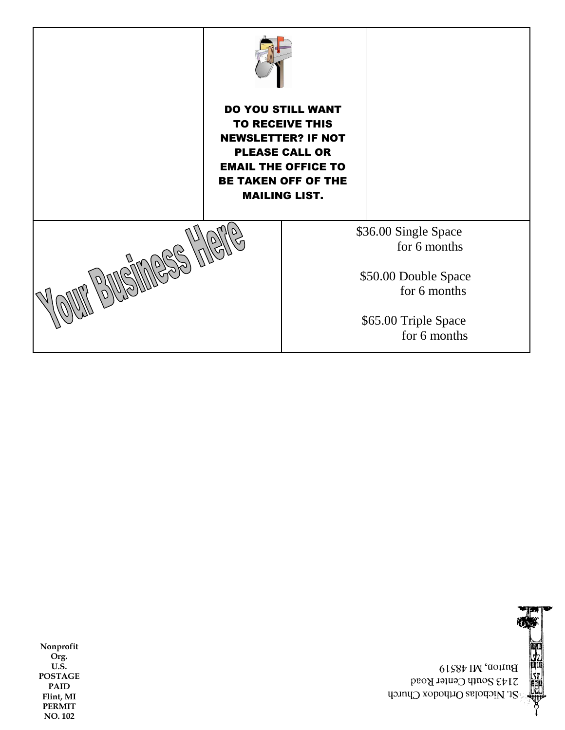**DO YOU STILL WANT TO RECEIVE THIS NEWSLETTER? IF NOT PLEASE CALL OR EMAIL THE OFFICE TO BE TAKEN OFF OF THE MAILING LIST.**

Your Business Here

$36.00 Single Space for 6 months

$50.00 Double Space for 6 months

$65.00 Triple Space for 6 months

St. Nicholas Orthodox Church
2143 South Center Road
Burton, MI 48519

**Nonprofit Org.
U.S. POSTAGE PAID
Flint, MI
PERMIT NO. 102**